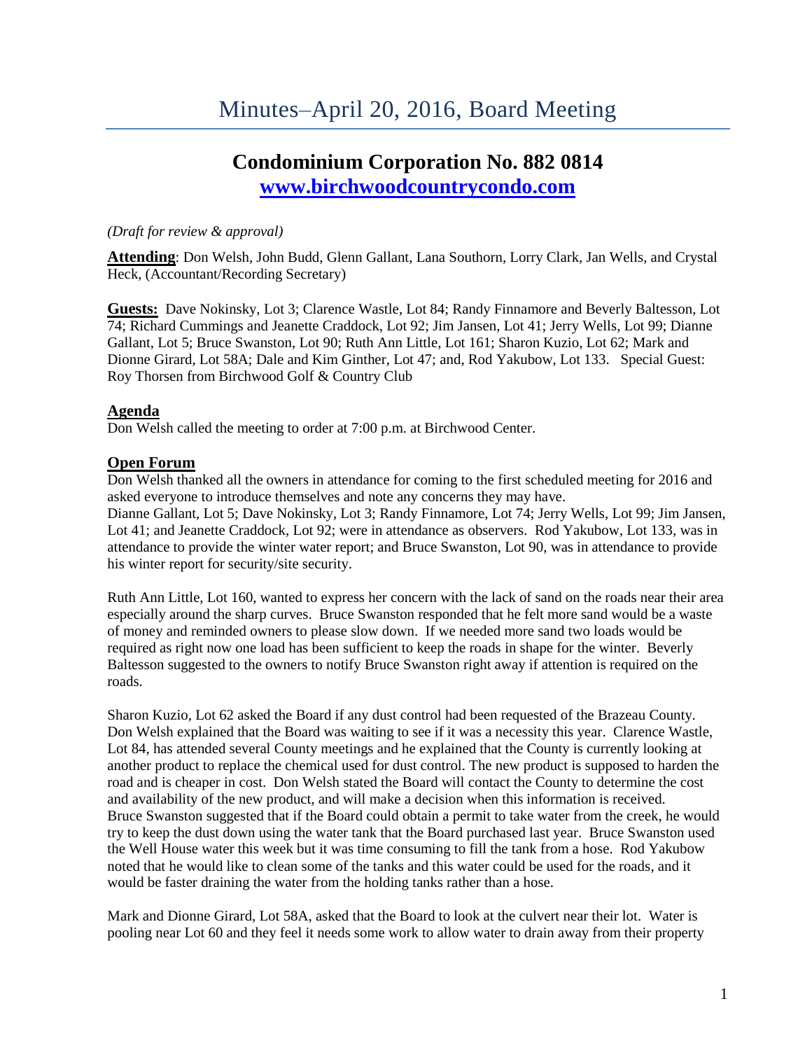# Minutes–April 20, 2016, Board Meeting

## Condominium Corporation No. 882 0814
## www.birchwoodcountrycondo.com

*(Draft for review & approval)*

**Attending**: Don Welsh, John Budd, Glenn Gallant, Lana Southorn, Lorry Clark, Jan Wells, and Crystal Heck, (Accountant/Recording Secretary)

**Guests:** Dave Nokinsky, Lot 3; Clarence Wastle, Lot 84; Randy Finnamore and Beverly Baltesson, Lot 74; Richard Cummings and Jeanette Craddock, Lot 92; Jim Jansen, Lot 41; Jerry Wells, Lot 99; Dianne Gallant, Lot 5; Bruce Swanston, Lot 90; Ruth Ann Little, Lot 161; Sharon Kuzio, Lot 62; Mark and Dionne Girard, Lot 58A; Dale and Kim Ginther, Lot 47; and, Rod Yakubow, Lot 133. Special Guest: Roy Thorsen from Birchwood Golf & Country Club

### Agenda

Don Welsh called the meeting to order at 7:00 p.m. at Birchwood Center.

### Open Forum

Don Welsh thanked all the owners in attendance for coming to the first scheduled meeting for 2016 and asked everyone to introduce themselves and note any concerns they may have.
Dianne Gallant, Lot 5; Dave Nokinsky, Lot 3; Randy Finnamore, Lot 74; Jerry Wells, Lot 99; Jim Jansen, Lot 41; and Jeanette Craddock, Lot 92; were in attendance as observers. Rod Yakubow, Lot 133, was in attendance to provide the winter water report; and Bruce Swanston, Lot 90, was in attendance to provide his winter report for security/site security.

Ruth Ann Little, Lot 160, wanted to express her concern with the lack of sand on the roads near their area especially around the sharp curves. Bruce Swanston responded that he felt more sand would be a waste of money and reminded owners to please slow down. If we needed more sand two loads would be required as right now one load has been sufficient to keep the roads in shape for the winter. Beverly Baltesson suggested to the owners to notify Bruce Swanston right away if attention is required on the roads.

Sharon Kuzio, Lot 62 asked the Board if any dust control had been requested of the Brazeau County. Don Welsh explained that the Board was waiting to see if it was a necessity this year. Clarence Wastle, Lot 84, has attended several County meetings and he explained that the County is currently looking at another product to replace the chemical used for dust control. The new product is supposed to harden the road and is cheaper in cost. Don Welsh stated the Board will contact the County to determine the cost and availability of the new product, and will make a decision when this information is received.
Bruce Swanston suggested that if the Board could obtain a permit to take water from the creek, he would try to keep the dust down using the water tank that the Board purchased last year. Bruce Swanston used the Well House water this week but it was time consuming to fill the tank from a hose. Rod Yakubow noted that he would like to clean some of the tanks and this water could be used for the roads, and it would be faster draining the water from the holding tanks rather than a hose.

Mark and Dionne Girard, Lot 58A, asked that the Board to look at the culvert near their lot. Water is pooling near Lot 60 and they feel it needs some work to allow water to drain away from their property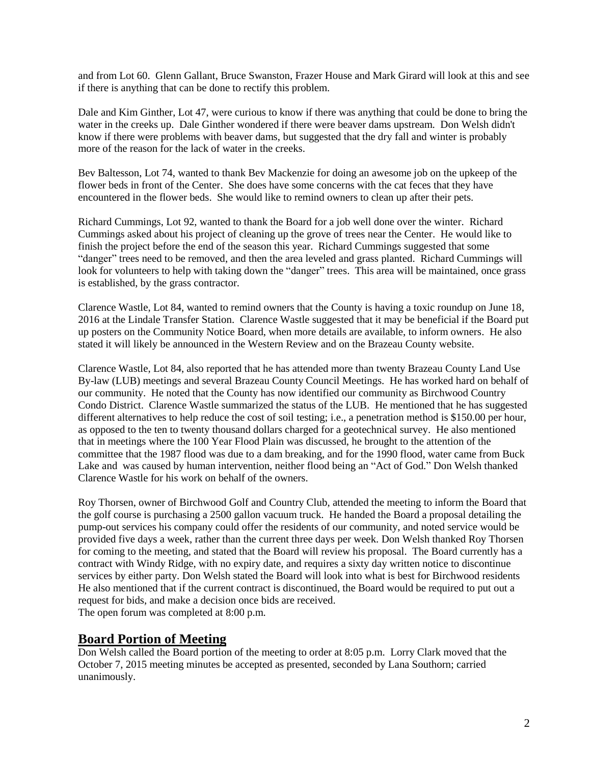and from Lot 60. Glenn Gallant, Bruce Swanston, Frazer House and Mark Girard will look at this and see if there is anything that can be done to rectify this problem.

Dale and Kim Ginther, Lot 47, were curious to know if there was anything that could be done to bring the water in the creeks up. Dale Ginther wondered if there were beaver dams upstream. Don Welsh didn't know if there were problems with beaver dams, but suggested that the dry fall and winter is probably more of the reason for the lack of water in the creeks.

Bev Baltesson, Lot 74, wanted to thank Bev Mackenzie for doing an awesome job on the upkeep of the flower beds in front of the Center. She does have some concerns with the cat feces that they have encountered in the flower beds. She would like to remind owners to clean up after their pets.

Richard Cummings, Lot 92, wanted to thank the Board for a job well done over the winter. Richard Cummings asked about his project of cleaning up the grove of trees near the Center. He would like to finish the project before the end of the season this year. Richard Cummings suggested that some "danger" trees need to be removed, and then the area leveled and grass planted. Richard Cummings will look for volunteers to help with taking down the "danger" trees. This area will be maintained, once grass is established, by the grass contractor.

Clarence Wastle, Lot 84, wanted to remind owners that the County is having a toxic roundup on June 18, 2016 at the Lindale Transfer Station. Clarence Wastle suggested that it may be beneficial if the Board put up posters on the Community Notice Board, when more details are available, to inform owners. He also stated it will likely be announced in the Western Review and on the Brazeau County website.

Clarence Wastle, Lot 84, also reported that he has attended more than twenty Brazeau County Land Use By-law (LUB) meetings and several Brazeau County Council Meetings. He has worked hard on behalf of our community. He noted that the County has now identified our community as Birchwood Country Condo District. Clarence Wastle summarized the status of the LUB. He mentioned that he has suggested different alternatives to help reduce the cost of soil testing; i.e., a penetration method is $150.00 per hour, as opposed to the ten to twenty thousand dollars charged for a geotechnical survey. He also mentioned that in meetings where the 100 Year Flood Plain was discussed, he brought to the attention of the committee that the 1987 flood was due to a dam breaking, and for the 1990 flood, water came from Buck Lake and was caused by human intervention, neither flood being an "Act of God." Don Welsh thanked Clarence Wastle for his work on behalf of the owners.

Roy Thorsen, owner of Birchwood Golf and Country Club, attended the meeting to inform the Board that the golf course is purchasing a 2500 gallon vacuum truck. He handed the Board a proposal detailing the pump-out services his company could offer the residents of our community, and noted service would be provided five days a week, rather than the current three days per week. Don Welsh thanked Roy Thorsen for coming to the meeting, and stated that the Board will review his proposal. The Board currently has a contract with Windy Ridge, with no expiry date, and requires a sixty day written notice to discontinue services by either party. Don Welsh stated the Board will look into what is best for Birchwood residents He also mentioned that if the current contract is discontinued, the Board would be required to put out a request for bids, and make a decision once bids are received.
The open forum was completed at 8:00 p.m.

## Board Portion of Meeting

Don Welsh called the Board portion of the meeting to order at 8:05 p.m. Lorry Clark moved that the October 7, 2015 meeting minutes be accepted as presented, seconded by Lana Southorn; carried unanimously.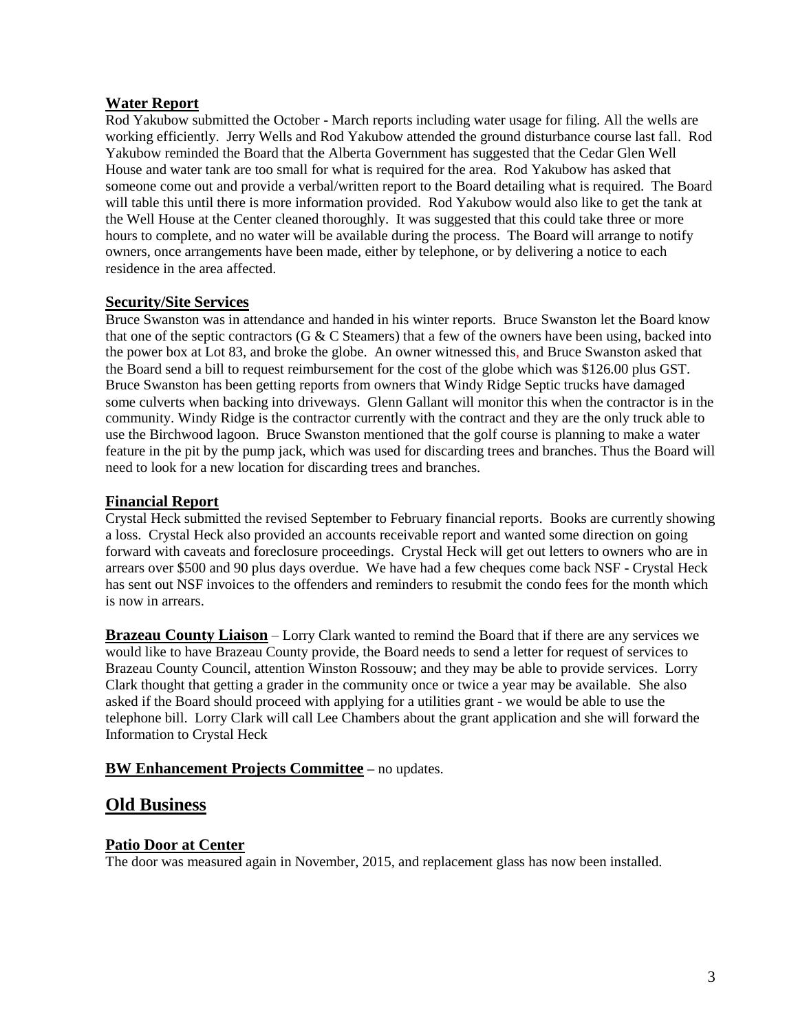### Water Report

Rod Yakubow submitted the October - March reports including water usage for filing. All the wells are working efficiently. Jerry Wells and Rod Yakubow attended the ground disturbance course last fall. Rod Yakubow reminded the Board that the Alberta Government has suggested that the Cedar Glen Well House and water tank are too small for what is required for the area. Rod Yakubow has asked that someone come out and provide a verbal/written report to the Board detailing what is required. The Board will table this until there is more information provided. Rod Yakubow would also like to get the tank at the Well House at the Center cleaned thoroughly. It was suggested that this could take three or more hours to complete, and no water will be available during the process. The Board will arrange to notify owners, once arrangements have been made, either by telephone, or by delivering a notice to each residence in the area affected.

### Security/Site Services

Bruce Swanston was in attendance and handed in his winter reports. Bruce Swanston let the Board know that one of the septic contractors (G & C Steamers) that a few of the owners have been using, backed into the power box at Lot 83, and broke the globe. An owner witnessed this, and Bruce Swanston asked that the Board send a bill to request reimbursement for the cost of the globe which was $126.00 plus GST. Bruce Swanston has been getting reports from owners that Windy Ridge Septic trucks have damaged some culverts when backing into driveways. Glenn Gallant will monitor this when the contractor is in the community. Windy Ridge is the contractor currently with the contract and they are the only truck able to use the Birchwood lagoon. Bruce Swanston mentioned that the golf course is planning to make a water feature in the pit by the pump jack, which was used for discarding trees and branches. Thus the Board will need to look for a new location for discarding trees and branches.

### Financial Report

Crystal Heck submitted the revised September to February financial reports. Books are currently showing a loss. Crystal Heck also provided an accounts receivable report and wanted some direction on going forward with caveats and foreclosure proceedings. Crystal Heck will get out letters to owners who are in arrears over $500 and 90 plus days overdue. We have had a few cheques come back NSF - Crystal Heck has sent out NSF invoices to the offenders and reminders to resubmit the condo fees for the month which is now in arrears.

**Brazeau County Liaison** – Lorry Clark wanted to remind the Board that if there are any services we would like to have Brazeau County provide, the Board needs to send a letter for request of services to Brazeau County Council, attention Winston Rossouw; and they may be able to provide services. Lorry Clark thought that getting a grader in the community once or twice a year may be available. She also asked if the Board should proceed with applying for a utilities grant - we would be able to use the telephone bill. Lorry Clark will call Lee Chambers about the grant application and she will forward the Information to Crystal Heck

**BW Enhancement Projects Committee** – no updates.

## Old Business

### Patio Door at Center

The door was measured again in November, 2015, and replacement glass has now been installed.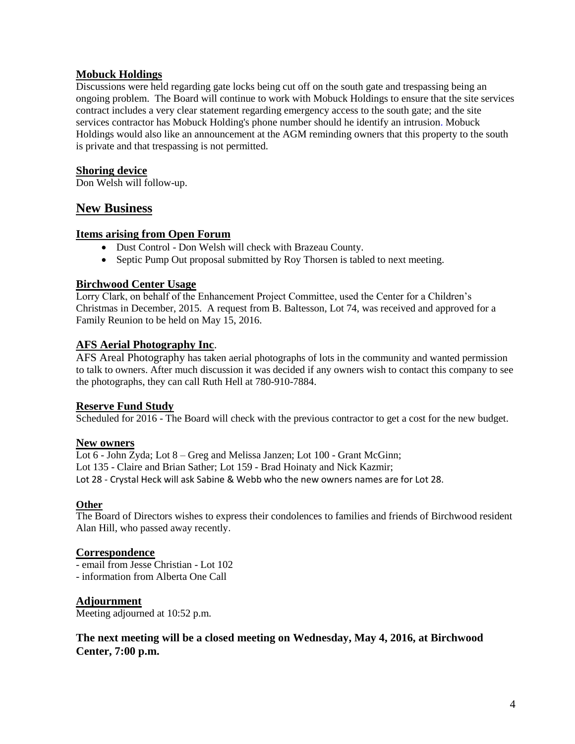### Mobuck Holdings

Discussions were held regarding gate locks being cut off on the south gate and trespassing being an ongoing problem. The Board will continue to work with Mobuck Holdings to ensure that the site services contract includes a very clear statement regarding emergency access to the south gate; and the site services contractor has Mobuck Holding's phone number should he identify an intrusion. Mobuck Holdings would also like an announcement at the AGM reminding owners that this property to the south is private and that trespassing is not permitted.

### Shoring device

Don Welsh will follow-up.

## New Business

### Items arising from Open Forum

- Dust Control - Don Welsh will check with Brazeau County.
- Septic Pump Out proposal submitted by Roy Thorsen is tabled to next meeting.

### Birchwood Center Usage

Lorry Clark, on behalf of the Enhancement Project Committee, used the Center for a Children's Christmas in December, 2015. A request from B. Baltesson, Lot 74, was received and approved for a Family Reunion to be held on May 15, 2016.

### AFS Aerial Photography Inc.

AFS Areal Photography has taken aerial photographs of lots in the community and wanted permission to talk to owners. After much discussion it was decided if any owners wish to contact this company to see the photographs, they can call Ruth Hell at 780-910-7884.

### Reserve Fund Study

Scheduled for 2016 - The Board will check with the previous contractor to get a cost for the new budget.

### New owners

Lot 6 - John Zyda; Lot 8 – Greg and Melissa Janzen; Lot 100 - Grant McGinn;
Lot 135 - Claire and Brian Sather; Lot 159 - Brad Hoinaty and Nick Kazmir;
Lot 28 - Crystal Heck will ask Sabine & Webb who the new owners names are for Lot 28.

### Other

The Board of Directors wishes to express their condolences to families and friends of Birchwood resident Alan Hill, who passed away recently.

### Correspondence

- email from Jesse Christian - Lot 102
- information from Alberta One Call

### Adjournment

Meeting adjourned at 10:52 p.m.

**The next meeting will be a closed meeting on Wednesday, May 4, 2016, at Birchwood Center, 7:00 p.m.**